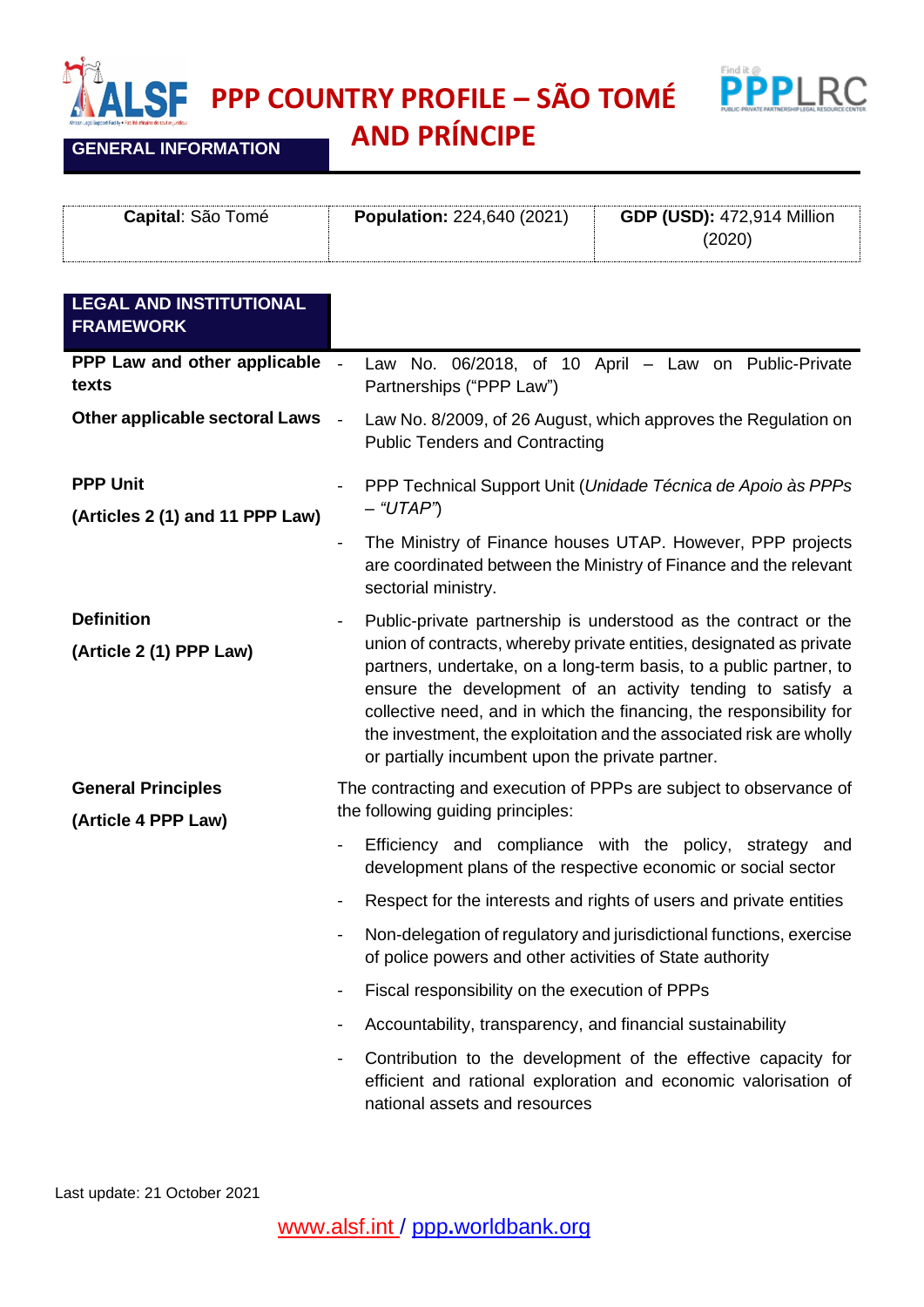# PPP COUNTRY PROFILE – SÃO TOMÉ AND PRÍNCIPE

## GENERAL INFORMATION

| **Capital**: São Tomé | **Population:** 224,640 (2021) | **GDP (USD):** 472,914 Million (2020) |
|---|---|---|

## LEGAL AND INSTITUTIONAL FRAMEWORK

**PPP Law and other applicable texts**

- Law No. 06/2018, of 10 April – Law on Public-Private Partnerships ("PPP Law")

**Other applicable sectoral Laws**

- Law No. 8/2009, of 26 August, which approves the Regulation on Public Tenders and Contracting

**PPP Unit**

**(Articles 2 (1) and 11 PPP Law)**

- PPP Technical Support Unit (*Unidade Técnica de Apoio às PPPs – "UTAP"*)
- The Ministry of Finance houses UTAP. However, PPP projects are coordinated between the Ministry of Finance and the relevant sectorial ministry.

**Definition**

**(Article 2 (1) PPP Law)**

- Public-private partnership is understood as the contract or the union of contracts, whereby private entities, designated as private partners, undertake, on a long-term basis, to a public partner, to ensure the development of an activity tending to satisfy a collective need, and in which the financing, the responsibility for the investment, the exploitation and the associated risk are wholly or partially incumbent upon the private partner.

**General Principles**

**(Article 4 PPP Law)**

The contracting and execution of PPPs are subject to observance of the following guiding principles:

- Efficiency and compliance with the policy, strategy and development plans of the respective economic or social sector
- Respect for the interests and rights of users and private entities
- Non-delegation of regulatory and jurisdictional functions, exercise of police powers and other activities of State authority
- Fiscal responsibility on the execution of PPPs
- Accountability, transparency, and financial sustainability
- Contribution to the development of the effective capacity for efficient and rational exploration and economic valorisation of national assets and resources

Last update: 21 October 2021

www.alsf.int / ppp.worldbank.org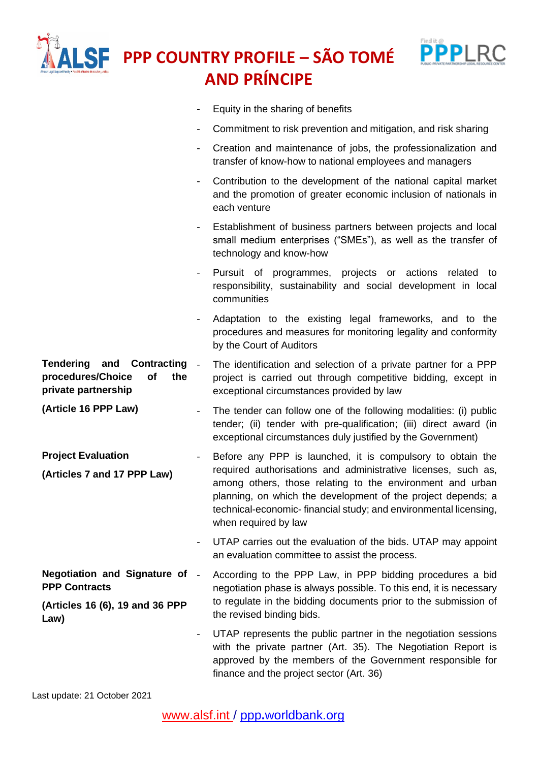| | |
|---|---|
| | - Equity in the sharing of benefits<br>- Commitment to risk prevention and mitigation, and risk sharing<br>- Creation and maintenance of jobs, the professionalization and transfer of know-how to national employees and managers<br>- Contribution to the development of the national capital market and the promotion of greater economic inclusion of nationals in each venture<br>- Establishment of business partners between projects and local small medium enterprises ("SMEs"), as well as the transfer of technology and know-how<br>- Pursuit of programmes, projects or actions related to responsibility, sustainability and social development in local communities<br>- Adaptation to the existing legal frameworks, and to the procedures and measures for monitoring legality and conformity by the Court of Auditors |
| **Tendering and Contracting procedures/Choice of the private partnership**<br><br>**(Article 16 PPP Law)** | - The identification and selection of a private partner for a PPP project is carried out through competitive bidding, except in exceptional circumstances provided by law<br>- The tender can follow one of the following modalities: (i) public tender; (ii) tender with pre-qualification; (iii) direct award (in exceptional circumstances duly justified by the Government) |
| **Project Evaluation**<br><br>**(Articles 7 and 17 PPP Law)** | - Before any PPP is launched, it is compulsory to obtain the required authorisations and administrative licenses, such as, among others, those relating to the environment and urban planning, on which the development of the project depends; a technical-economic- financial study; and environmental licensing, when required by law<br>- UTAP carries out the evaluation of the bids. UTAP may appoint an evaluation committee to assist the process. |
| **Negotiation and Signature of PPP Contracts**<br><br>**(Articles 16 (6), 19 and 36 PPP Law)** | - According to the PPP Law, in PPP bidding procedures a bid negotiation phase is always possible. To this end, it is necessary to regulate in the bidding documents prior to the submission of the revised binding bids.<br>- UTAP represents the public partner in the negotiation sessions with the private partner (Art. 35). The Negotiation Report is approved by the members of the Government responsible for finance and the project sector (Art. 36) |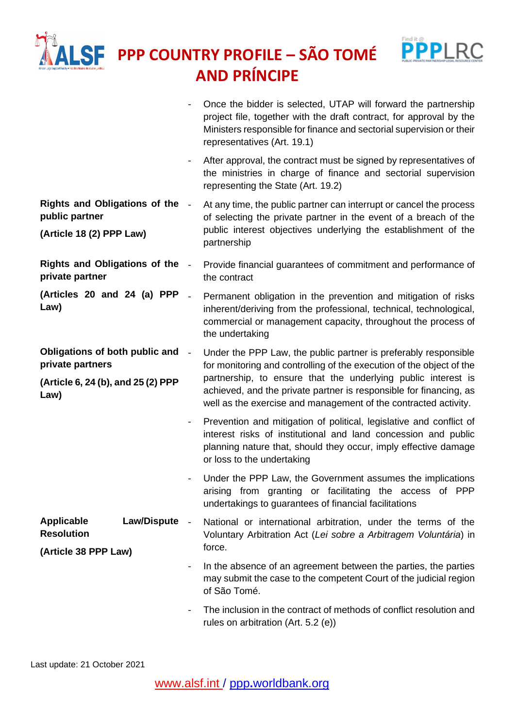| | |
|---|---|
| | - Once the bidder is selected, UTAP will forward the partnership project file, together with the draft contract, for approval by the Ministers responsible for finance and sectorial supervision or their representatives (Art. 19.1)<br><br>- After approval, the contract must be signed by representatives of the ministries in charge of finance and sectorial supervision representing the State (Art. 19.2) |
| **Rights and Obligations of the public partner**<br><br>**(Article 18 (2) PPP Law)** | - At any time, the public partner can interrupt or cancel the process of selecting the private partner in the event of a breach of the public interest objectives underlying the establishment of the partnership |
| **Rights and Obligations of the private partner**<br><br>**(Articles 20 and 24 (a) PPP Law)** | - Provide financial guarantees of commitment and performance of the contract<br><br>- Permanent obligation in the prevention and mitigation of risks inherent/deriving from the professional, technical, technological, commercial or management capacity, throughout the process of the undertaking |
| **Obligations of both public and private partners**<br><br>**(Article 6, 24 (b), and 25 (2) PPP Law)** | - Under the PPP Law, the public partner is preferably responsible for monitoring and controlling of the execution of the object of the partnership, to ensure that the underlying public interest is achieved, and the private partner is responsible for financing, as well as the exercise and management of the contracted activity.<br><br>- Prevention and mitigation of political, legislative and conflict of interest risks of institutional and land concession and public planning nature that, should they occur, imply effective damage or loss to the undertaking<br><br>- Under the PPP Law, the Government assumes the implications arising from granting or facilitating the access of PPP undertakings to guarantees of financial facilitations |
| **Applicable Law/Dispute Resolution**<br><br>**(Article 38 PPP Law)** | - National or international arbitration, under the terms of the Voluntary Arbitration Act (*Lei sobre a Arbitragem Voluntária*) in force.<br><br>- In the absence of an agreement between the parties, the parties may submit the case to the competent Court of the judicial region of São Tomé.<br><br>- The inclusion in the contract of methods of conflict resolution and rules on arbitration (Art. 5.2 (e)) |

Last update: 21 October 2021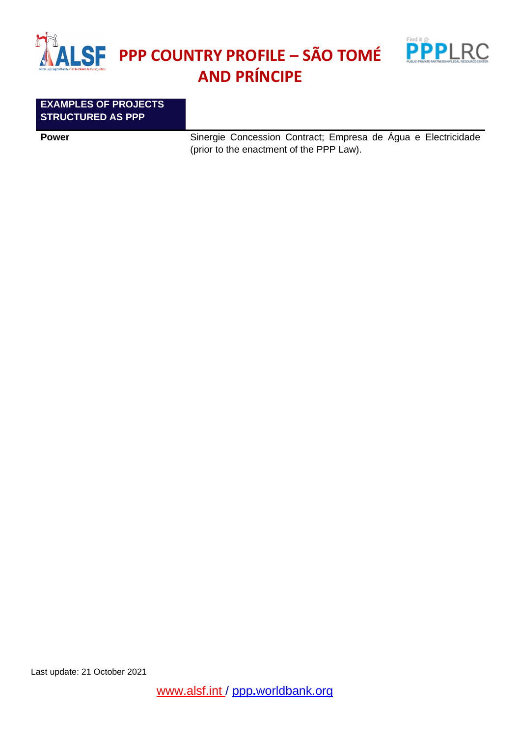| EXAMPLES OF PROJECTS STRUCTURED AS PPP | |
| --- | --- |
| **Power** | Sinergie Concession Contract; Empresa de Água e Electricidade (prior to the enactment of the PPP Law). |

Last update: 21 October 2021

www.alsf.int / ppp.worldbank.org